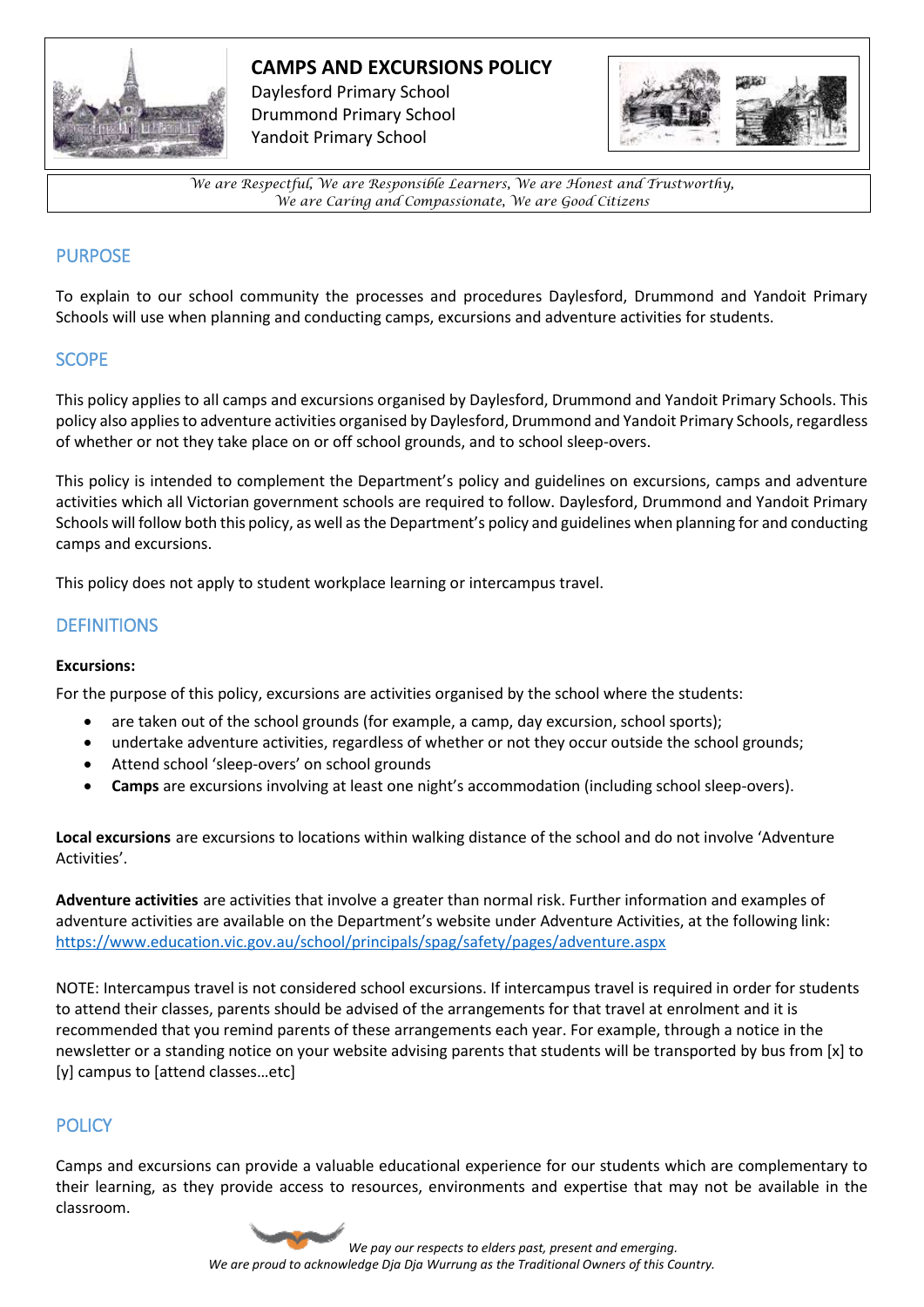# CAMPS AND EXCURSIONS POLICY

Daylesford Primary School
Drummond Primary School
Yandoit Primary School

*We are Respectful, We are Responsible Learners, We are Honest and Trustworthy, We are Caring and Compassionate, We are Good Citizens*

## PURPOSE

To explain to our school community the processes and procedures Daylesford, Drummond and Yandoit Primary Schools will use when planning and conducting camps, excursions and adventure activities for students.

## SCOPE

This policy applies to all camps and excursions organised by Daylesford, Drummond and Yandoit Primary Schools. This policy also applies to adventure activities organised by Daylesford, Drummond and Yandoit Primary Schools, regardless of whether or not they take place on or off school grounds, and to school sleep-overs.

This policy is intended to complement the Department's policy and guidelines on excursions, camps and adventure activities which all Victorian government schools are required to follow. Daylesford, Drummond and Yandoit Primary Schools will follow both this policy, as well as the Department's policy and guidelines when planning for and conducting camps and excursions.

This policy does not apply to student workplace learning or intercampus travel.

## DEFINITIONS

**Excursions:**

For the purpose of this policy, excursions are activities organised by the school where the students:

- are taken out of the school grounds (for example, a camp, day excursion, school sports);
- undertake adventure activities, regardless of whether or not they occur outside the school grounds;
- Attend school 'sleep-overs' on school grounds
- **Camps** are excursions involving at least one night's accommodation (including school sleep-overs).

**Local excursions** are excursions to locations within walking distance of the school and do not involve 'Adventure Activities'.

**Adventure activities** are activities that involve a greater than normal risk. Further information and examples of adventure activities are available on the Department's website under Adventure Activities, at the following link: https://www.education.vic.gov.au/school/principals/spag/safety/pages/adventure.aspx

NOTE: Intercampus travel is not considered school excursions. If intercampus travel is required in order for students to attend their classes, parents should be advised of the arrangements for that travel at enrolment and it is recommended that you remind parents of these arrangements each year. For example, through a notice in the newsletter or a standing notice on your website advising parents that students will be transported by bus from [x] to [y] campus to [attend classes…etc]

## POLICY

Camps and excursions can provide a valuable educational experience for our students which are complementary to their learning, as they provide access to resources, environments and expertise that may not be available in the classroom.

*We pay our respects to elders past, present and emerging.*
*We are proud to acknowledge Dja Dja Wurrung as the Traditional Owners of this Country.*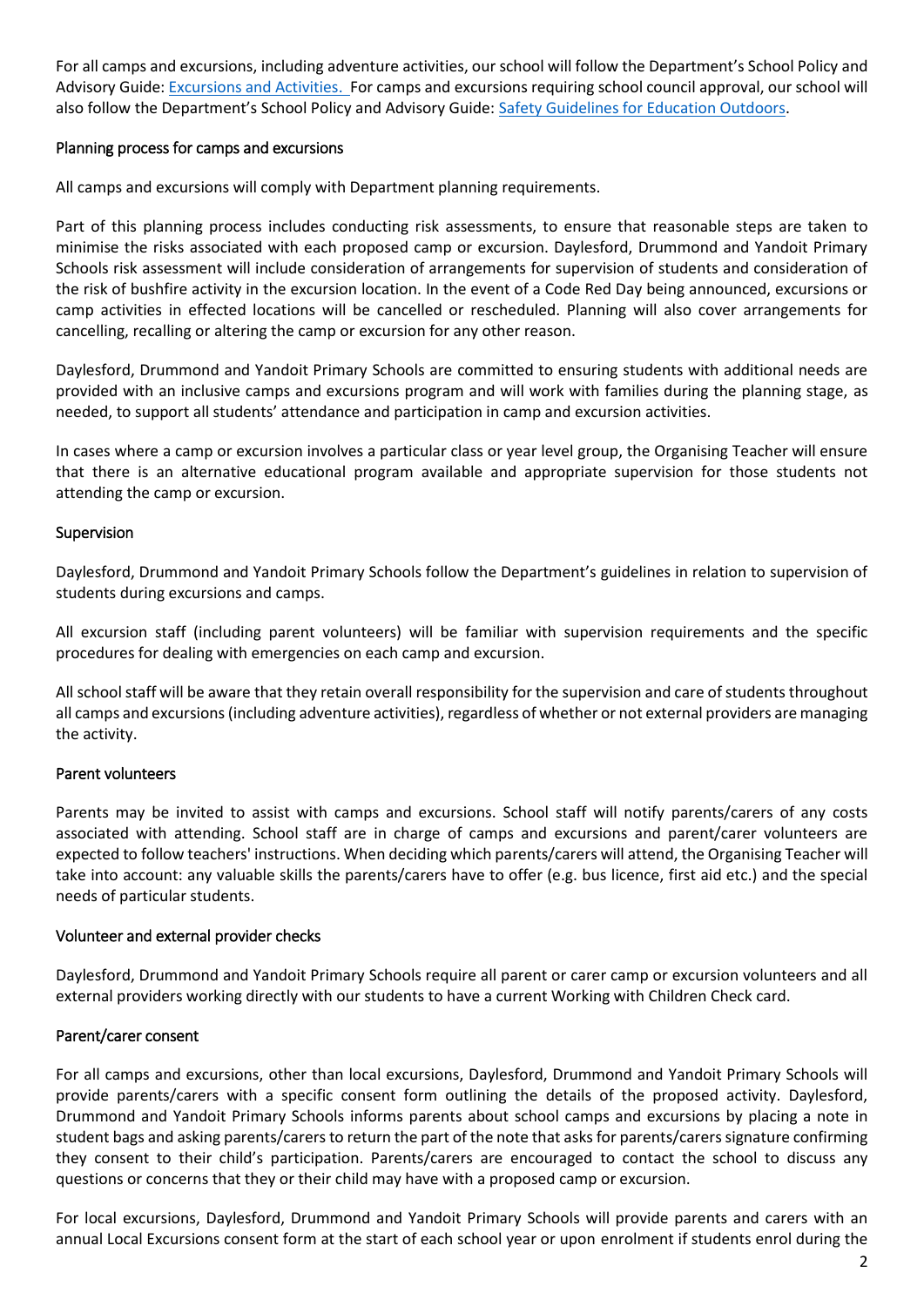For all camps and excursions, including adventure activities, our school will follow the Department's School Policy and Advisory Guide: [Excursions and Activities.](#) For camps and excursions requiring school council approval, our school will also follow the Department's School Policy and Advisory Guide: [Safety Guidelines for Education Outdoors](#).

## Planning process for camps and excursions

All camps and excursions will comply with Department planning requirements.

Part of this planning process includes conducting risk assessments, to ensure that reasonable steps are taken to minimise the risks associated with each proposed camp or excursion. Daylesford, Drummond and Yandoit Primary Schools risk assessment will include consideration of arrangements for supervision of students and consideration of the risk of bushfire activity in the excursion location. In the event of a Code Red Day being announced, excursions or camp activities in effected locations will be cancelled or rescheduled. Planning will also cover arrangements for cancelling, recalling or altering the camp or excursion for any other reason.

Daylesford, Drummond and Yandoit Primary Schools are committed to ensuring students with additional needs are provided with an inclusive camps and excursions program and will work with families during the planning stage, as needed, to support all students' attendance and participation in camp and excursion activities.

In cases where a camp or excursion involves a particular class or year level group, the Organising Teacher will ensure that there is an alternative educational program available and appropriate supervision for those students not attending the camp or excursion.

## Supervision

Daylesford, Drummond and Yandoit Primary Schools follow the Department's guidelines in relation to supervision of students during excursions and camps.

All excursion staff (including parent volunteers) will be familiar with supervision requirements and the specific procedures for dealing with emergencies on each camp and excursion.

All school staff will be aware that they retain overall responsibility for the supervision and care of students throughout all camps and excursions (including adventure activities), regardless of whether or not external providers are managing the activity.

## Parent volunteers

Parents may be invited to assist with camps and excursions. School staff will notify parents/carers of any costs associated with attending. School staff are in charge of camps and excursions and parent/carer volunteers are expected to follow teachers' instructions. When deciding which parents/carers will attend, the Organising Teacher will take into account: any valuable skills the parents/carers have to offer (e.g. bus licence, first aid etc.) and the special needs of particular students.

## Volunteer and external provider checks

Daylesford, Drummond and Yandoit Primary Schools require all parent or carer camp or excursion volunteers and all external providers working directly with our students to have a current Working with Children Check card.

## Parent/carer consent

For all camps and excursions, other than local excursions, Daylesford, Drummond and Yandoit Primary Schools will provide parents/carers with a specific consent form outlining the details of the proposed activity. Daylesford, Drummond and Yandoit Primary Schools informs parents about school camps and excursions by placing a note in student bags and asking parents/carers to return the part of the note that asks for parents/carers signature confirming they consent to their child's participation. Parents/carers are encouraged to contact the school to discuss any questions or concerns that they or their child may have with a proposed camp or excursion.

For local excursions, Daylesford, Drummond and Yandoit Primary Schools will provide parents and carers with an annual Local Excursions consent form at the start of each school year or upon enrolment if students enrol during the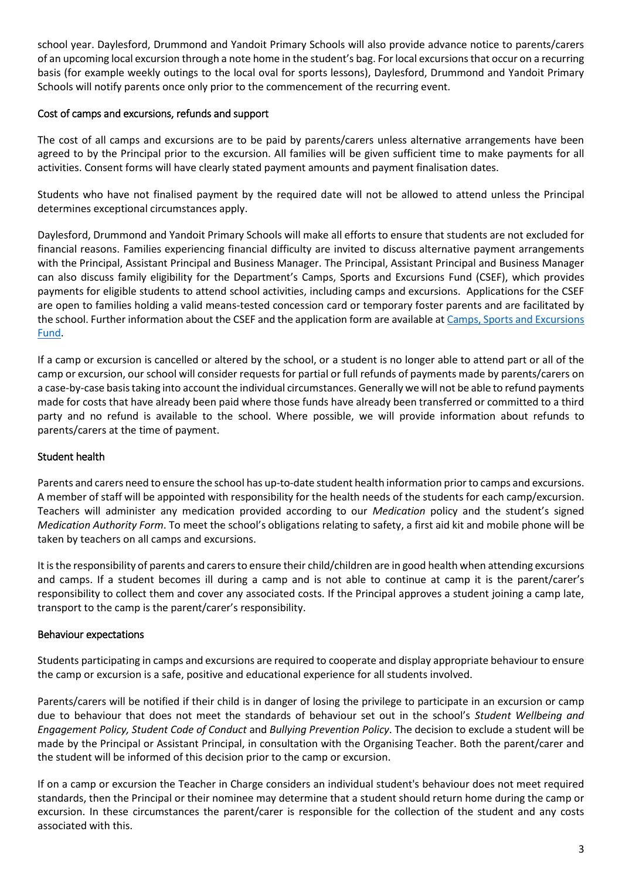school year. Daylesford, Drummond and Yandoit Primary Schools will also provide advance notice to parents/carers of an upcoming local excursion through a note home in the student's bag. For local excursions that occur on a recurring basis (for example weekly outings to the local oval for sports lessons), Daylesford, Drummond and Yandoit Primary Schools will notify parents once only prior to the commencement of the recurring event.

## Cost of camps and excursions, refunds and support

The cost of all camps and excursions are to be paid by parents/carers unless alternative arrangements have been agreed to by the Principal prior to the excursion. All families will be given sufficient time to make payments for all activities. Consent forms will have clearly stated payment amounts and payment finalisation dates.

Students who have not finalised payment by the required date will not be allowed to attend unless the Principal determines exceptional circumstances apply.

Daylesford, Drummond and Yandoit Primary Schools will make all efforts to ensure that students are not excluded for financial reasons. Families experiencing financial difficulty are invited to discuss alternative payment arrangements with the Principal, Assistant Principal and Business Manager. The Principal, Assistant Principal and Business Manager can also discuss family eligibility for the Department's Camps, Sports and Excursions Fund (CSEF), which provides payments for eligible students to attend school activities, including camps and excursions. Applications for the CSEF are open to families holding a valid means-tested concession card or temporary foster parents and are facilitated by the school. Further information about the CSEF and the application form are available at [Camps, Sports and Excursions Fund](#).

If a camp or excursion is cancelled or altered by the school, or a student is no longer able to attend part or all of the camp or excursion, our school will consider requests for partial or full refunds of payments made by parents/carers on a case-by-case basis taking into account the individual circumstances. Generally we will not be able to refund payments made for costs that have already been paid where those funds have already been transferred or committed to a third party and no refund is available to the school. Where possible, we will provide information about refunds to parents/carers at the time of payment.

## Student health

Parents and carers need to ensure the school has up-to-date student health information prior to camps and excursions. A member of staff will be appointed with responsibility for the health needs of the students for each camp/excursion. Teachers will administer any medication provided according to our *Medication* policy and the student's signed *Medication Authority Form*. To meet the school's obligations relating to safety, a first aid kit and mobile phone will be taken by teachers on all camps and excursions.

It is the responsibility of parents and carers to ensure their child/children are in good health when attending excursions and camps. If a student becomes ill during a camp and is not able to continue at camp it is the parent/carer's responsibility to collect them and cover any associated costs. If the Principal approves a student joining a camp late, transport to the camp is the parent/carer's responsibility.

## Behaviour expectations

Students participating in camps and excursions are required to cooperate and display appropriate behaviour to ensure the camp or excursion is a safe, positive and educational experience for all students involved.

Parents/carers will be notified if their child is in danger of losing the privilege to participate in an excursion or camp due to behaviour that does not meet the standards of behaviour set out in the school's *Student Wellbeing and Engagement Policy, Student Code of Conduct* and *Bullying Prevention Policy*. The decision to exclude a student will be made by the Principal or Assistant Principal, in consultation with the Organising Teacher. Both the parent/carer and the student will be informed of this decision prior to the camp or excursion.

If on a camp or excursion the Teacher in Charge considers an individual student's behaviour does not meet required standards, then the Principal or their nominee may determine that a student should return home during the camp or excursion. In these circumstances the parent/carer is responsible for the collection of the student and any costs associated with this.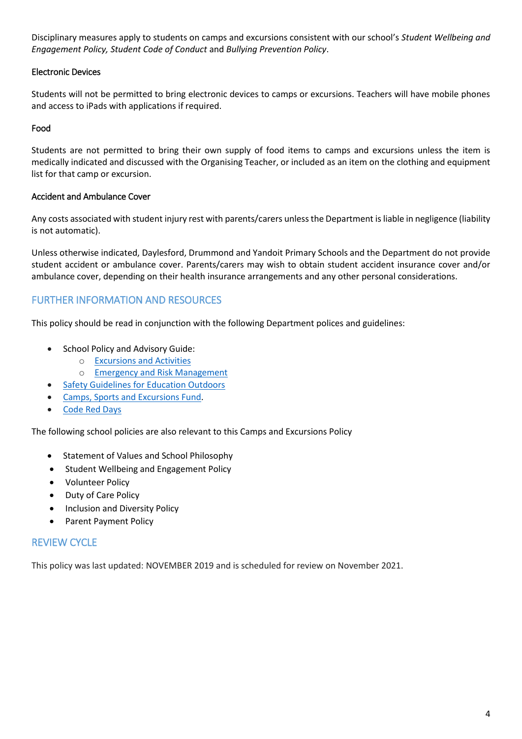Disciplinary measures apply to students on camps and excursions consistent with our school's *Student Wellbeing and Engagement Policy, Student Code of Conduct* and *Bullying Prevention Policy*.

### Electronic Devices

Students will not be permitted to bring electronic devices to camps or excursions. Teachers will have mobile phones and access to iPads with applications if required.

### Food

Students are not permitted to bring their own supply of food items to camps and excursions unless the item is medically indicated and discussed with the Organising Teacher, or included as an item on the clothing and equipment list for that camp or excursion.

### Accident and Ambulance Cover

Any costs associated with student injury rest with parents/carers unless the Department is liable in negligence (liability is not automatic).

Unless otherwise indicated, Daylesford, Drummond and Yandoit Primary Schools and the Department do not provide student accident or ambulance cover. Parents/carers may wish to obtain student accident insurance cover and/or ambulance cover, depending on their health insurance arrangements and any other personal considerations.

## FURTHER INFORMATION AND RESOURCES

This policy should be read in conjunction with the following Department polices and guidelines:

- School Policy and Advisory Guide:
  - Excursions and Activities
  - Emergency and Risk Management
- Safety Guidelines for Education Outdoors
- Camps, Sports and Excursions Fund.
- Code Red Days

The following school policies are also relevant to this Camps and Excursions Policy

- Statement of Values and School Philosophy
- Student Wellbeing and Engagement Policy
- Volunteer Policy
- Duty of Care Policy
- Inclusion and Diversity Policy
- Parent Payment Policy

## REVIEW CYCLE

This policy was last updated: NOVEMBER 2019 and is scheduled for review on November 2021.